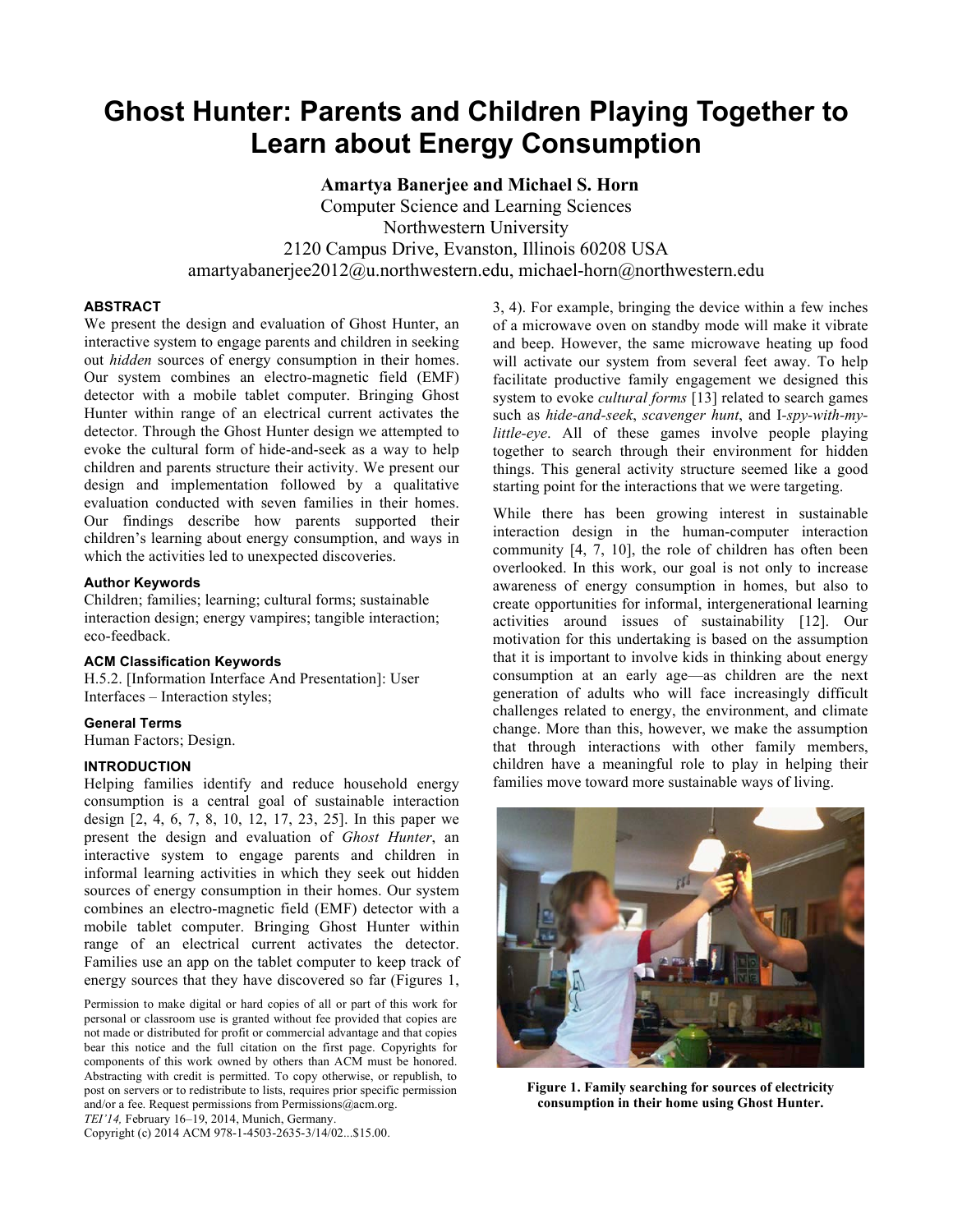# Ghost Hunter: Parents and Children Playing Together to Learn about Energy Consumption

**Amartya Banerjee and Michael S. Horn**
Computer Science and Learning Sciences
Northwestern University
2120 Campus Drive, Evanston, Illinois 60208 USA
amartyabanerjee2012@u.northwestern.edu, michael-horn@northwestern.edu

## ABSTRACT

We present the design and evaluation of Ghost Hunter, an interactive system to engage parents and children in seeking out *hidden* sources of energy consumption in their homes. Our system combines an electro-magnetic field (EMF) detector with a mobile tablet computer. Bringing Ghost Hunter within range of an electrical current activates the detector. Through the Ghost Hunter design we attempted to evoke the cultural form of hide-and-seek as a way to help children and parents structure their activity. We present our design and implementation followed by a qualitative evaluation conducted with seven families in their homes. Our findings describe how parents supported their children's learning about energy consumption, and ways in which the activities led to unexpected discoveries.

### Author Keywords

Children; families; learning; cultural forms; sustainable interaction design; energy vampires; tangible interaction; eco-feedback.

### ACM Classification Keywords

H.5.2. [Information Interface And Presentation]: User Interfaces – Interaction styles;

### General Terms

Human Factors; Design.

## INTRODUCTION

Helping families identify and reduce household energy consumption is a central goal of sustainable interaction design [2, 4, 6, 7, 8, 10, 12, 17, 23, 25]. In this paper we present the design and evaluation of *Ghost Hunter*, an interactive system to engage parents and children in informal learning activities in which they seek out hidden sources of energy consumption in their homes. Our system combines an electro-magnetic field (EMF) detector with a mobile tablet computer. Bringing Ghost Hunter within range of an electrical current activates the detector. Families use an app on the tablet computer to keep track of energy sources that they have discovered so far (Figures 1, 3, 4). For example, bringing the device within a few inches of a microwave oven on standby mode will make it vibrate and beep. However, the same microwave heating up food will activate our system from several feet away. To help facilitate productive family engagement we designed this system to evoke *cultural forms* [13] related to search games such as *hide-and-seek*, *scavenger hunt*, and I-*spy-with-my-little-eye*. All of these games involve people playing together to search through their environment for hidden things. This general activity structure seemed like a good starting point for the interactions that we were targeting.

While there has been growing interest in sustainable interaction design in the human-computer interaction community [4, 7, 10], the role of children has often been overlooked. In this work, our goal is not only to increase awareness of energy consumption in homes, but also to create opportunities for informal, intergenerational learning activities around issues of sustainability [12]. Our motivation for this undertaking is based on the assumption that it is important to involve kids in thinking about energy consumption at an early age—as children are the next generation of adults who will face increasingly difficult challenges related to energy, the environment, and climate change. More than this, however, we make the assumption that through interactions with other family members, children have a meaningful role to play in helping their families move toward more sustainable ways of living.

**Figure 1. Family searching for sources of electricity consumption in their home using Ghost Hunter.**

Permission to make digital or hard copies of all or part of this work for personal or classroom use is granted without fee provided that copies are not made or distributed for profit or commercial advantage and that copies bear this notice and the full citation on the first page. Copyrights for components of this work owned by others than ACM must be honored. Abstracting with credit is permitted. To copy otherwise, or republish, to post on servers or to redistribute to lists, requires prior specific permission and/or a fee. Request permissions from Permissions@acm.org.
*TEI'14,* February 16–19, 2014, Munich, Germany.
Copyright (c) 2014 ACM 978-1-4503-2635-3/14/02...$15.00.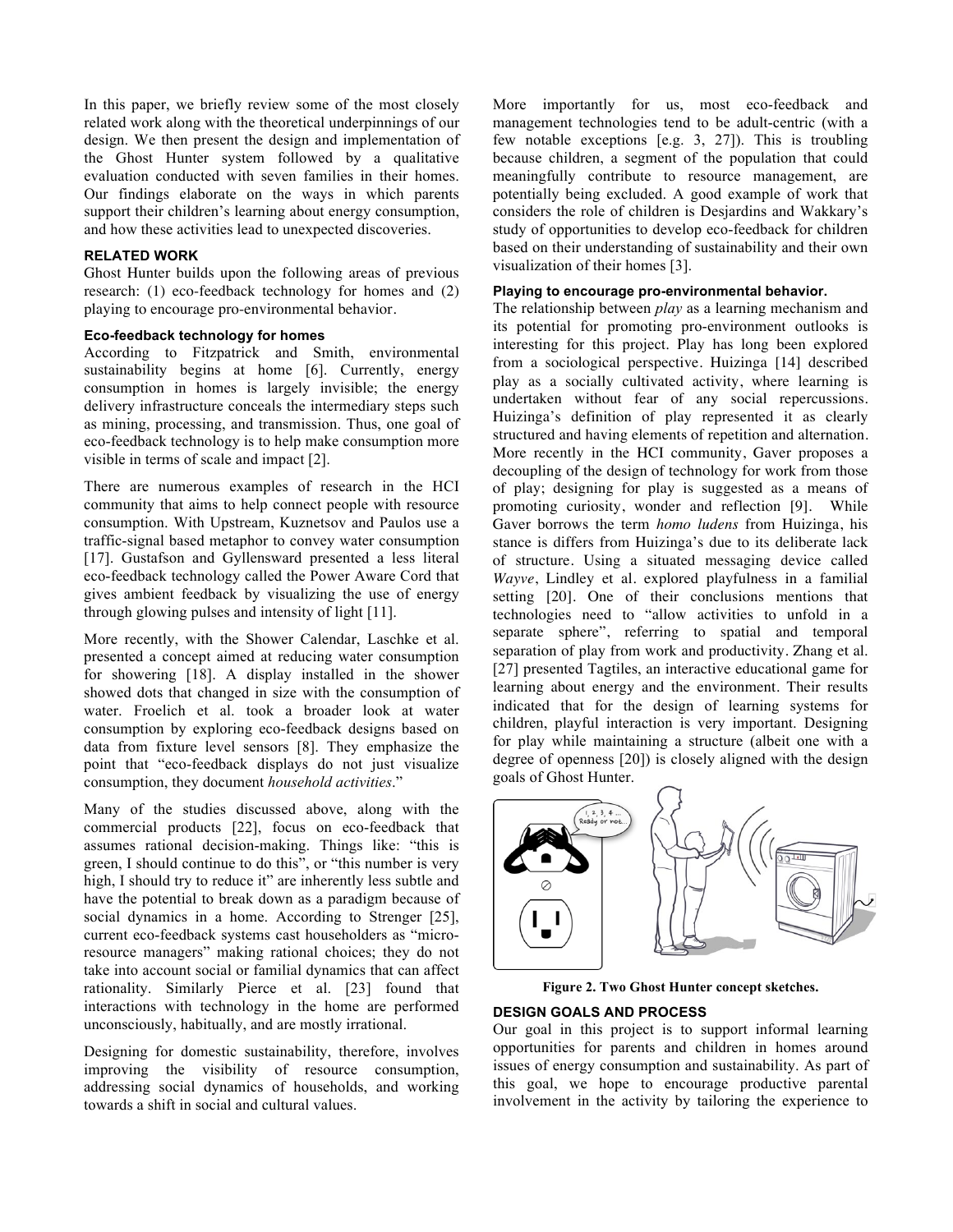In this paper, we briefly review some of the most closely related work along with the theoretical underpinnings of our design. We then present the design and implementation of the Ghost Hunter system followed by a qualitative evaluation conducted with seven families in their homes. Our findings elaborate on the ways in which parents support their children's learning about energy consumption, and how these activities lead to unexpected discoveries.

## RELATED WORK

Ghost Hunter builds upon the following areas of previous research: (1) eco-feedback technology for homes and (2) playing to encourage pro-environmental behavior.

### Eco-feedback technology for homes

According to Fitzpatrick and Smith, environmental sustainability begins at home [6]. Currently, energy consumption in homes is largely invisible; the energy delivery infrastructure conceals the intermediary steps such as mining, processing, and transmission. Thus, one goal of eco-feedback technology is to help make consumption more visible in terms of scale and impact [2].

There are numerous examples of research in the HCI community that aims to help connect people with resource consumption. With Upstream, Kuznetsov and Paulos use a traffic-signal based metaphor to convey water consumption [17]. Gustafson and Gyllensward presented a less literal eco-feedback technology called the Power Aware Cord that gives ambient feedback by visualizing the use of energy through glowing pulses and intensity of light [11].

More recently, with the Shower Calendar, Laschke et al. presented a concept aimed at reducing water consumption for showering [18]. A display installed in the shower showed dots that changed in size with the consumption of water. Froelich et al. took a broader look at water consumption by exploring eco-feedback designs based on data from fixture level sensors [8]. They emphasize the point that "eco-feedback displays do not just visualize consumption, they document *household activities*."

Many of the studies discussed above, along with the commercial products [22], focus on eco-feedback that assumes rational decision-making. Things like: "this is green, I should continue to do this", or "this number is very high, I should try to reduce it" are inherently less subtle and have the potential to break down as a paradigm because of social dynamics in a home. According to Strenger [25], current eco-feedback systems cast householders as "micro-resource managers" making rational choices; they do not take into account social or familial dynamics that can affect rationality. Similarly Pierce et al. [23] found that interactions with technology in the home are performed unconsciously, habitually, and are mostly irrational.

Designing for domestic sustainability, therefore, involves improving the visibility of resource consumption, addressing social dynamics of households, and working towards a shift in social and cultural values.

More importantly for us, most eco-feedback and management technologies tend to be adult-centric (with a few notable exceptions [e.g. 3, 27]). This is troubling because children, a segment of the population that could meaningfully contribute to resource management, are potentially being excluded. A good example of work that considers the role of children is Desjardins and Wakkary's study of opportunities to develop eco-feedback for children based on their understanding of sustainability and their own visualization of their homes [3].

### Playing to encourage pro-environmental behavior.

The relationship between *play* as a learning mechanism and its potential for promoting pro-environment outlooks is interesting for this project. Play has long been explored from a sociological perspective. Huizinga [14] described play as a socially cultivated activity, where learning is undertaken without fear of any social repercussions. Huizinga's definition of play represented it as clearly structured and having elements of repetition and alternation. More recently in the HCI community, Gaver proposes a decoupling of the design of technology for work from those of play; designing for play is suggested as a means of promoting curiosity, wonder and reflection [9]. While Gaver borrows the term *homo ludens* from Huizinga, his stance is differs from Huizinga's due to its deliberate lack of structure. Using a situated messaging device called *Wayve*, Lindley et al. explored playfulness in a familial setting [20]. One of their conclusions mentions that technologies need to "allow activities to unfold in a separate sphere", referring to spatial and temporal separation of play from work and productivity. Zhang et al. [27] presented Tagtiles, an interactive educational game for learning about energy and the environment. Their results indicated that for the design of learning systems for children, playful interaction is very important. Designing for play while maintaining a structure (albeit one with a degree of openness [20]) is closely aligned with the design goals of Ghost Hunter.

**Figure 2. Two Ghost Hunter concept sketches.**

## DESIGN GOALS AND PROCESS

Our goal in this project is to support informal learning opportunities for parents and children in homes around issues of energy consumption and sustainability. As part of this goal, we hope to encourage productive parental involvement in the activity by tailoring the experience to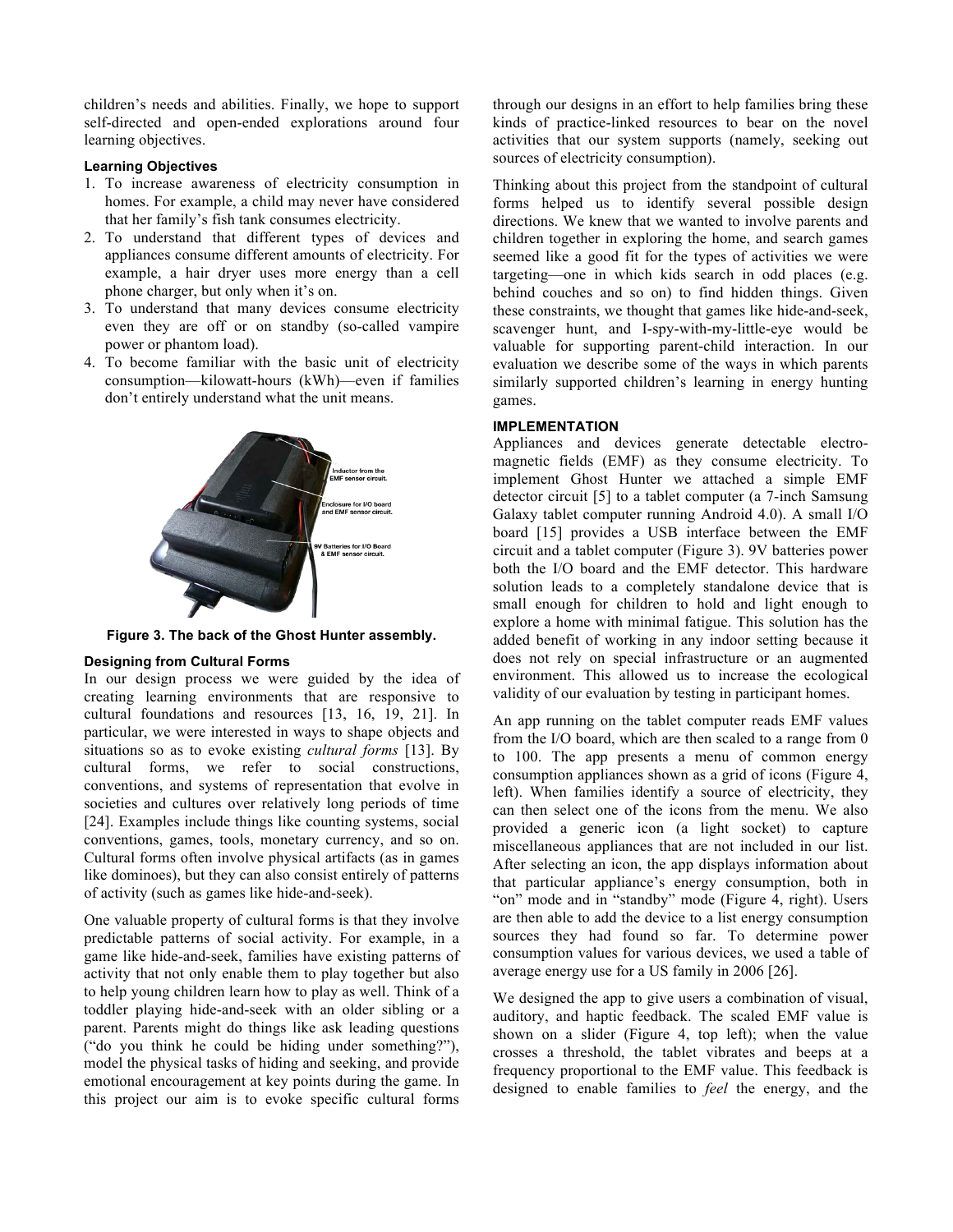children's needs and abilities. Finally, we hope to support self-directed and open-ended explorations around four learning objectives.

#### Learning Objectives

1. To increase awareness of electricity consumption in homes. For example, a child may never have considered that her family's fish tank consumes electricity.
2. To understand that different types of devices and appliances consume different amounts of electricity. For example, a hair dryer uses more energy than a cell phone charger, but only when it's on.
3. To understand that many devices consume electricity even they are off or on standby (so-called vampire power or phantom load).
4. To become familiar with the basic unit of electricity consumption—kilowatt-hours (kWh)—even if families don't entirely understand what the unit means.

Inductor from the EMF sensor circuit.

Enclosure for I/O board and EMF sensor circuit.

9V Batteries for I/O Board & EMF sensor circuit.

**Figure 3. The back of the Ghost Hunter assembly.**

#### Designing from Cultural Forms

In our design process we were guided by the idea of creating learning environments that are responsive to cultural foundations and resources [13, 16, 19, 21]. In particular, we were interested in ways to shape objects and situations so as to evoke existing *cultural forms* [13]. By cultural forms, we refer to social constructions, conventions, and systems of representation that evolve in societies and cultures over relatively long periods of time [24]. Examples include things like counting systems, social conventions, games, tools, monetary currency, and so on. Cultural forms often involve physical artifacts (as in games like dominoes), but they can also consist entirely of patterns of activity (such as games like hide-and-seek).

One valuable property of cultural forms is that they involve predictable patterns of social activity. For example, in a game like hide-and-seek, families have existing patterns of activity that not only enable them to play together but also to help young children learn how to play as well. Think of a toddler playing hide-and-seek with an older sibling or a parent. Parents might do things like ask leading questions ("do you think he could be hiding under something?"), model the physical tasks of hiding and seeking, and provide emotional encouragement at key points during the game. In this project our aim is to evoke specific cultural forms through our designs in an effort to help families bring these kinds of practice-linked resources to bear on the novel activities that our system supports (namely, seeking out sources of electricity consumption).

Thinking about this project from the standpoint of cultural forms helped us to identify several possible design directions. We knew that we wanted to involve parents and children together in exploring the home, and search games seemed like a good fit for the types of activities we were targeting—one in which kids search in odd places (e.g. behind couches and so on) to find hidden things. Given these constraints, we thought that games like hide-and-seek, scavenger hunt, and I-spy-with-my-little-eye would be valuable for supporting parent-child interaction. In our evaluation we describe some of the ways in which parents similarly supported children's learning in energy hunting games.

### IMPLEMENTATION

Appliances and devices generate detectable electromagnetic fields (EMF) as they consume electricity. To implement Ghost Hunter we attached a simple EMF detector circuit [5] to a tablet computer (a 7-inch Samsung Galaxy tablet computer running Android 4.0). A small I/O board [15] provides a USB interface between the EMF circuit and a tablet computer (Figure 3). 9V batteries power both the I/O board and the EMF detector. This hardware solution leads to a completely standalone device that is small enough for children to hold and light enough to explore a home with minimal fatigue. This solution has the added benefit of working in any indoor setting because it does not rely on special infrastructure or an augmented environment. This allowed us to increase the ecological validity of our evaluation by testing in participant homes.

An app running on the tablet computer reads EMF values from the I/O board, which are then scaled to a range from 0 to 100. The app presents a menu of common energy consumption appliances shown as a grid of icons (Figure 4, left). When families identify a source of electricity, they can then select one of the icons from the menu. We also provided a generic icon (a light socket) to capture miscellaneous appliances that are not included in our list. After selecting an icon, the app displays information about that particular appliance's energy consumption, both in "on" mode and in "standby" mode (Figure 4, right). Users are then able to add the device to a list energy consumption sources they had found so far. To determine power consumption values for various devices, we used a table of average energy use for a US family in 2006 [26].

We designed the app to give users a combination of visual, auditory, and haptic feedback. The scaled EMF value is shown on a slider (Figure 4, top left); when the value crosses a threshold, the tablet vibrates and beeps at a frequency proportional to the EMF value. This feedback is designed to enable families to *feel* the energy, and the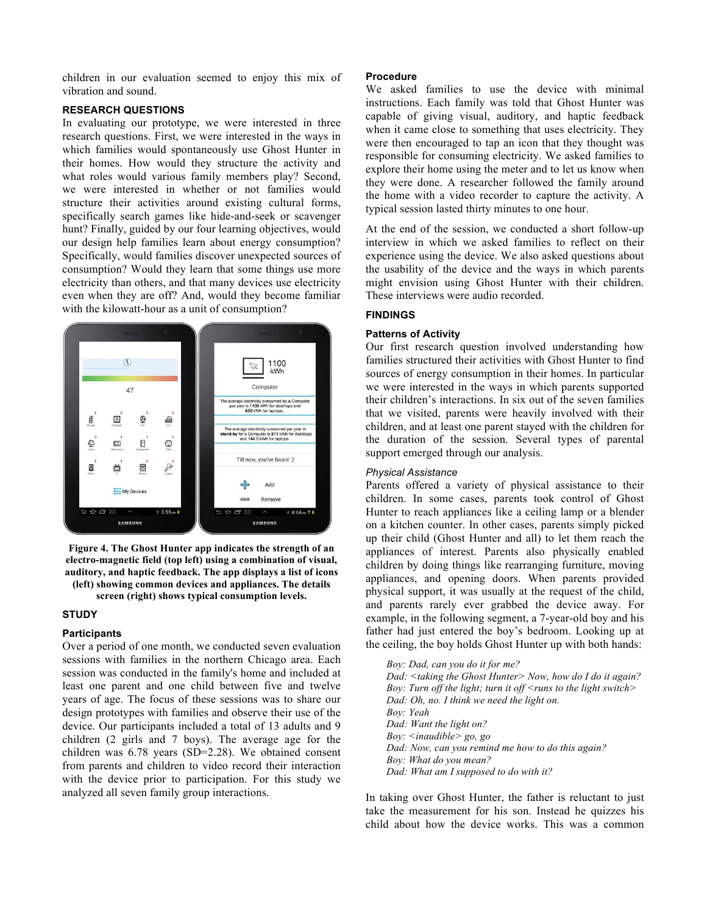children in our evaluation seemed to enjoy this mix of vibration and sound.

## RESEARCH QUESTIONS

In evaluating our prototype, we were interested in three research questions. First, we were interested in the ways in which families would spontaneously use Ghost Hunter in their homes. How would they structure the activity and what roles would various family members play? Second, we were interested in whether or not families would structure their activities around existing cultural forms, specifically search games like hide-and-seek or scavenger hunt? Finally, guided by our four learning objectives, would our design help families learn about energy consumption? Specifically, would families discover unexpected sources of consumption? Would they learn that some things use more electricity than others, and that many devices use electricity even when they are off? And, would they become familiar with the kilowatt-hour as a unit of consumption?

**Figure 4. The Ghost Hunter app indicates the strength of an electro-magnetic field (top left) using a combination of visual, auditory, and haptic feedback. The app displays a list of icons (left) showing common devices and appliances. The details screen (right) shows typical consumption levels.**

## STUDY

### Participants

Over a period of one month, we conducted seven evaluation sessions with families in the northern Chicago area. Each session was conducted in the family's home and included at least one parent and one child between five and twelve years of age. The focus of these sessions was to share our design prototypes with families and observe their use of the device. Our participants included a total of 13 adults and 9 children (2 girls and 7 boys). The average age for the children was 6.78 years (SD=2.28). We obtained consent from parents and children to video record their interaction with the device prior to participation. For this study we analyzed all seven family group interactions.

### Procedure

We asked families to use the device with minimal instructions. Each family was told that Ghost Hunter was capable of giving visual, auditory, and haptic feedback when it came close to something that uses electricity. They were then encouraged to tap an icon that they thought was responsible for consuming electricity. We asked families to explore their home using the meter and to let us know when they were done. A researcher followed the family around the home with a video recorder to capture the activity. A typical session lasted thirty minutes to one hour.

At the end of the session, we conducted a short follow-up interview in which we asked families to reflect on their experience using the device. We also asked questions about the usability of the device and the ways in which parents might envision using Ghost Hunter with their children. These interviews were audio recorded.

## FINDINGS

### Patterns of Activity

Our first research question involved understanding how families structured their activities with Ghost Hunter to find sources of energy consumption in their homes. In particular we were interested in the ways in which parents supported their children's interactions. In six out of the seven families that we visited, parents were heavily involved with their children, and at least one parent stayed with the children for the duration of the session. Several types of parental support emerged through our analysis.

#### *Physical Assistance*

Parents offered a variety of physical assistance to their children. In some cases, parents took control of Ghost Hunter to reach appliances like a ceiling lamp or a blender on a kitchen counter. In other cases, parents simply picked up their child (Ghost Hunter and all) to let them reach the appliances of interest. Parents also physically enabled children by doing things like rearranging furniture, moving appliances, and opening doors. When parents provided physical support, it was usually at the request of the child, and parents rarely ever grabbed the device away. For example, in the following segment, a 7-year-old boy and his father had just entered the boy's bedroom. Looking up at the ceiling, the boy holds Ghost Hunter up with both hands:

> *Boy: Dad, can you do it for me?*
> *Dad: <taking the Ghost Hunter> Now, how do I do it again?*
> *Boy: Turn off the light; turn it off <runs to the light switch>*
> *Dad: Oh, no. I think we need the light on.*
> *Boy: Yeah*
> *Dad: Want the light on?*
> *Boy: <inaudible> go, go*
> *Dad: Now, can you remind me how to do this again?*
> *Boy: What do you mean?*
> *Dad: What am I supposed to do with it?*

In taking over Ghost Hunter, the father is reluctant to just take the measurement for his son. Instead he quizzes his child about how the device works. This was a common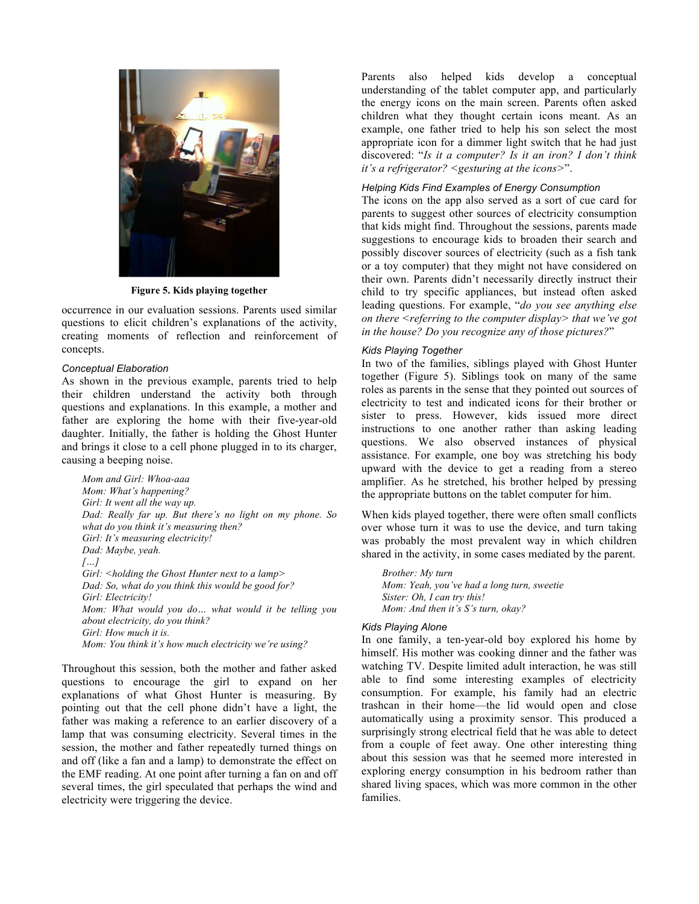Figure 5. Kids playing together

occurrence in our evaluation sessions. Parents used similar questions to elicit children's explanations of the activity, creating moments of reflection and reinforcement of concepts.

### *Conceptual Elaboration*

As shown in the previous example, parents tried to help their children understand the activity both through questions and explanations. In this example, a mother and father are exploring the home with their five-year-old daughter. Initially, the father is holding the Ghost Hunter and brings it close to a cell phone plugged in to its charger, causing a beeping noise.

> *Mom and Girl: Whoa-aaa*
> *Mom: What's happening?*
> *Girl: It went all the way up.*
> *Dad: Really far up. But there's no light on my phone. So what do you think it's measuring then?*
> *Girl: It's measuring electricity!*
> *Dad: Maybe, yeah.*
> *[…]*
> *Girl: <holding the Ghost Hunter next to a lamp>*
> *Dad: So, what do you think this would be good for?*
> *Girl: Electricity!*
> *Mom: What would you do… what would it be telling you about electricity, do you think?*
> *Girl: How much it is.*
> *Mom: You think it's how much electricity we're using?*

Throughout this session, both the mother and father asked questions to encourage the girl to expand on her explanations of what Ghost Hunter is measuring. By pointing out that the cell phone didn't have a light, the father was making a reference to an earlier discovery of a lamp that was consuming electricity. Several times in the session, the mother and father repeatedly turned things on and off (like a fan and a lamp) to demonstrate the effect on the EMF reading. At one point after turning a fan on and off several times, the girl speculated that perhaps the wind and electricity were triggering the device.

Parents also helped kids develop a conceptual understanding of the tablet computer app, and particularly the energy icons on the main screen. Parents often asked children what they thought certain icons meant. As an example, one father tried to help his son select the most appropriate icon for a dimmer light switch that he had just discovered: "*Is it a computer? Is it an iron? I don't think it's a refrigerator? <gesturing at the icons>*".

### *Helping Kids Find Examples of Energy Consumption*

The icons on the app also served as a sort of cue card for parents to suggest other sources of electricity consumption that kids might find. Throughout the sessions, parents made suggestions to encourage kids to broaden their search and possibly discover sources of electricity (such as a fish tank or a toy computer) that they might not have considered on their own. Parents didn't necessarily directly instruct their child to try specific appliances, but instead often asked leading questions. For example, "*do you see anything else on there <referring to the computer display> that we've got in the house? Do you recognize any of those pictures?*"

### *Kids Playing Together*

In two of the families, siblings played with Ghost Hunter together (Figure 5). Siblings took on many of the same roles as parents in the sense that they pointed out sources of electricity to test and indicated icons for their brother or sister to press. However, kids issued more direct instructions to one another rather than asking leading questions. We also observed instances of physical assistance. For example, one boy was stretching his body upward with the device to get a reading from a stereo amplifier. As he stretched, his brother helped by pressing the appropriate buttons on the tablet computer for him.

When kids played together, there were often small conflicts over whose turn it was to use the device, and turn taking was probably the most prevalent way in which children shared in the activity, in some cases mediated by the parent.

> *Brother: My turn*
> *Mom: Yeah, you've had a long turn, sweetie*
> *Sister: Oh, I can try this!*
> *Mom: And then it's S's turn, okay?*

### *Kids Playing Alone*

In one family, a ten-year-old boy explored his home by himself. His mother was cooking dinner and the father was watching TV. Despite limited adult interaction, he was still able to find some interesting examples of electricity consumption. For example, his family had an electric trashcan in their home—the lid would open and close automatically using a proximity sensor. This produced a surprisingly strong electrical field that he was able to detect from a couple of feet away. One other interesting thing about this session was that he seemed more interested in exploring energy consumption in his bedroom rather than shared living spaces, which was more common in the other families.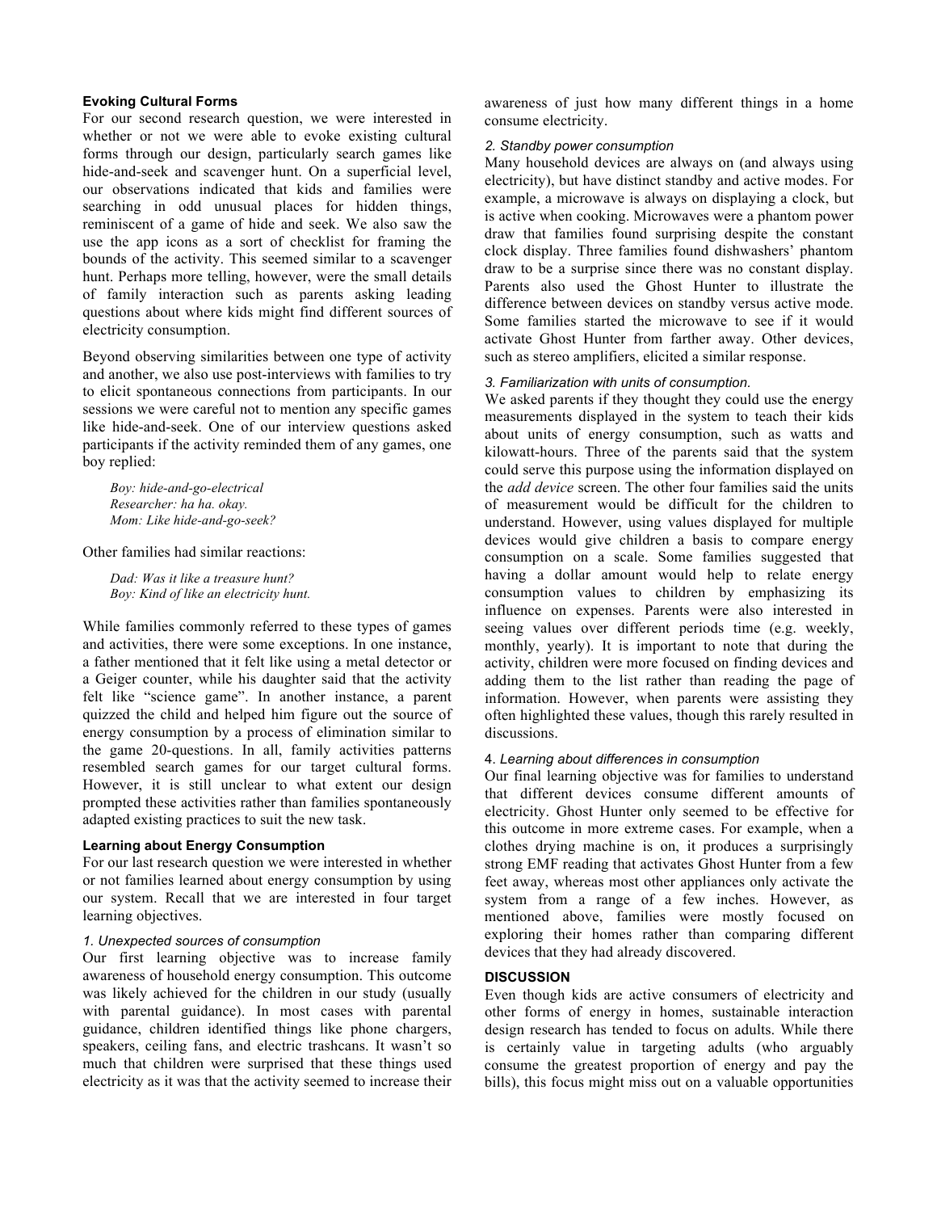### Evoking Cultural Forms

For our second research question, we were interested in whether or not we were able to evoke existing cultural forms through our design, particularly search games like hide-and-seek and scavenger hunt. On a superficial level, our observations indicated that kids and families were searching in odd unusual places for hidden things, reminiscent of a game of hide and seek. We also saw the use the app icons as a sort of checklist for framing the bounds of the activity. This seemed similar to a scavenger hunt. Perhaps more telling, however, were the small details of family interaction such as parents asking leading questions about where kids might find different sources of electricity consumption.

Beyond observing similarities between one type of activity and another, we also use post-interviews with families to try to elicit spontaneous connections from participants. In our sessions we were careful not to mention any specific games like hide-and-seek. One of our interview questions asked participants if the activity reminded them of any games, one boy replied:

> *Boy: hide-and-go-electrical*
> *Researcher: ha ha. okay.*
> *Mom: Like hide-and-go-seek?*

Other families had similar reactions:

> *Dad: Was it like a treasure hunt?*
> *Boy: Kind of like an electricity hunt.*

While families commonly referred to these types of games and activities, there were some exceptions. In one instance, a father mentioned that it felt like using a metal detector or a Geiger counter, while his daughter said that the activity felt like "science game". In another instance, a parent quizzed the child and helped him figure out the source of energy consumption by a process of elimination similar to the game 20-questions. In all, family activities patterns resembled search games for our target cultural forms. However, it is still unclear to what extent our design prompted these activities rather than families spontaneously adapted existing practices to suit the new task.

### Learning about Energy Consumption

For our last research question we were interested in whether or not families learned about energy consumption by using our system. Recall that we are interested in four target learning objectives.

*1. Unexpected sources of consumption*

Our first learning objective was to increase family awareness of household energy consumption. This outcome was likely achieved for the children in our study (usually with parental guidance). In most cases with parental guidance, children identified things like phone chargers, speakers, ceiling fans, and electric trashcans. It wasn't so much that children were surprised that these things used electricity as it was that the activity seemed to increase their awareness of just how many different things in a home consume electricity.

*2. Standby power consumption*

Many household devices are always on (and always using electricity), but have distinct standby and active modes. For example, a microwave is always on displaying a clock, but is active when cooking. Microwaves were a phantom power draw that families found surprising despite the constant clock display. Three families found dishwashers' phantom draw to be a surprise since there was no constant display. Parents also used the Ghost Hunter to illustrate the difference between devices on standby versus active mode. Some families started the microwave to see if it would activate Ghost Hunter from farther away. Other devices, such as stereo amplifiers, elicited a similar response.

*3. Familiarization with units of consumption.*

We asked parents if they thought they could use the energy measurements displayed in the system to teach their kids about units of energy consumption, such as watts and kilowatt-hours. Three of the parents said that the system could serve this purpose using the information displayed on the *add device* screen. The other four families said the units of measurement would be difficult for the children to understand. However, using values displayed for multiple devices would give children a basis to compare energy consumption on a scale. Some families suggested that having a dollar amount would help to relate energy consumption values to children by emphasizing its influence on expenses. Parents were also interested in seeing values over different periods time (e.g. weekly, monthly, yearly). It is important to note that during the activity, children were more focused on finding devices and adding them to the list rather than reading the page of information. However, when parents were assisting they often highlighted these values, though this rarely resulted in discussions.

4. *Learning about differences in consumption*

Our final learning objective was for families to understand that different devices consume different amounts of electricity. Ghost Hunter only seemed to be effective for this outcome in more extreme cases. For example, when a clothes drying machine is on, it produces a surprisingly strong EMF reading that activates Ghost Hunter from a few feet away, whereas most other appliances only activate the system from a range of a few inches. However, as mentioned above, families were mostly focused on exploring their homes rather than comparing different devices that they had already discovered.

## DISCUSSION

Even though kids are active consumers of electricity and other forms of energy in homes, sustainable interaction design research has tended to focus on adults. While there is certainly value in targeting adults (who arguably consume the greatest proportion of energy and pay the bills), this focus might miss out on a valuable opportunities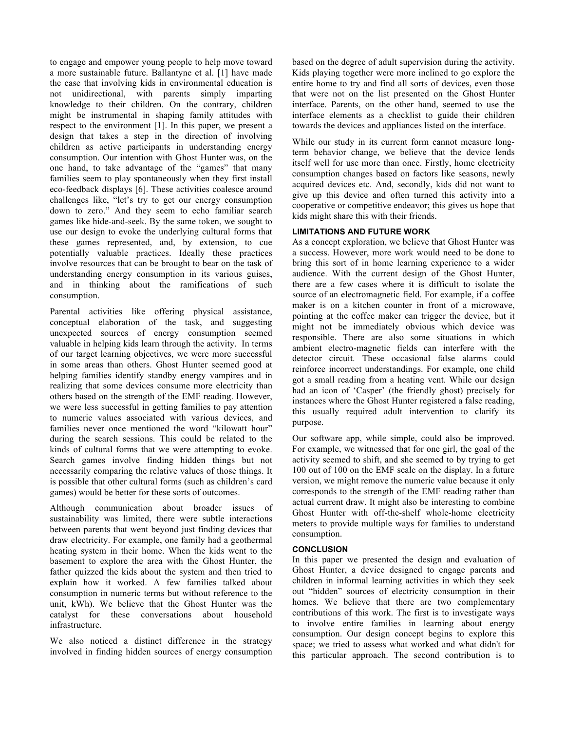to engage and empower young people to help move toward a more sustainable future. Ballantyne et al. [1] have made the case that involving kids in environmental education is not unidirectional, with parents simply imparting knowledge to their children. On the contrary, children might be instrumental in shaping family attitudes with respect to the environment [1]. In this paper, we present a design that takes a step in the direction of involving children as active participants in understanding energy consumption. Our intention with Ghost Hunter was, on the one hand, to take advantage of the "games" that many families seem to play spontaneously when they first install eco-feedback displays [6]. These activities coalesce around challenges like, "let's try to get our energy consumption down to zero." And they seem to echo familiar search games like hide-and-seek. By the same token, we sought to use our design to evoke the underlying cultural forms that these games represented, and, by extension, to cue potentially valuable practices. Ideally these practices involve resources that can be brought to bear on the task of understanding energy consumption in its various guises, and in thinking about the ramifications of such consumption.

Parental activities like offering physical assistance, conceptual elaboration of the task, and suggesting unexpected sources of energy consumption seemed valuable in helping kids learn through the activity. In terms of our target learning objectives, we were more successful in some areas than others. Ghost Hunter seemed good at helping families identify standby energy vampires and in realizing that some devices consume more electricity than others based on the strength of the EMF reading. However, we were less successful in getting families to pay attention to numeric values associated with various devices, and families never once mentioned the word "kilowatt hour" during the search sessions. This could be related to the kinds of cultural forms that we were attempting to evoke. Search games involve finding hidden things but not necessarily comparing the relative values of those things. It is possible that other cultural forms (such as children's card games) would be better for these sorts of outcomes.

Although communication about broader issues of sustainability was limited, there were subtle interactions between parents that went beyond just finding devices that draw electricity. For example, one family had a geothermal heating system in their home. When the kids went to the basement to explore the area with the Ghost Hunter, the father quizzed the kids about the system and then tried to explain how it worked. A few families talked about consumption in numeric terms but without reference to the unit, kWh). We believe that the Ghost Hunter was the catalyst for these conversations about household infrastructure.

We also noticed a distinct difference in the strategy involved in finding hidden sources of energy consumption based on the degree of adult supervision during the activity. Kids playing together were more inclined to go explore the entire home to try and find all sorts of devices, even those that were not on the list presented on the Ghost Hunter interface. Parents, on the other hand, seemed to use the interface elements as a checklist to guide their children towards the devices and appliances listed on the interface.

While our study in its current form cannot measure long-term behavior change, we believe that the device lends itself well for use more than once. Firstly, home electricity consumption changes based on factors like seasons, newly acquired devices etc. And, secondly, kids did not want to give up this device and often turned this activity into a cooperative or competitive endeavor; this gives us hope that kids might share this with their friends.

## LIMITATIONS AND FUTURE WORK

As a concept exploration, we believe that Ghost Hunter was a success. However, more work would need to be done to bring this sort of in home learning experience to a wider audience. With the current design of the Ghost Hunter, there are a few cases where it is difficult to isolate the source of an electromagnetic field. For example, if a coffee maker is on a kitchen counter in front of a microwave, pointing at the coffee maker can trigger the device, but it might not be immediately obvious which device was responsible. There are also some situations in which ambient electro-magnetic fields can interfere with the detector circuit. These occasional false alarms could reinforce incorrect understandings. For example, one child got a small reading from a heating vent. While our design had an icon of 'Casper' (the friendly ghost) precisely for instances where the Ghost Hunter registered a false reading, this usually required adult intervention to clarify its purpose.

Our software app, while simple, could also be improved. For example, we witnessed that for one girl, the goal of the activity seemed to shift, and she seemed to by trying to get 100 out of 100 on the EMF scale on the display. In a future version, we might remove the numeric value because it only corresponds to the strength of the EMF reading rather than actual current draw. It might also be interesting to combine Ghost Hunter with off-the-shelf whole-home electricity meters to provide multiple ways for families to understand consumption.

## CONCLUSION

In this paper we presented the design and evaluation of Ghost Hunter, a device designed to engage parents and children in informal learning activities in which they seek out "hidden" sources of electricity consumption in their homes. We believe that there are two complementary contributions of this work. The first is to investigate ways to involve entire families in learning about energy consumption. Our design concept begins to explore this space; we tried to assess what worked and what didn't for this particular approach. The second contribution is to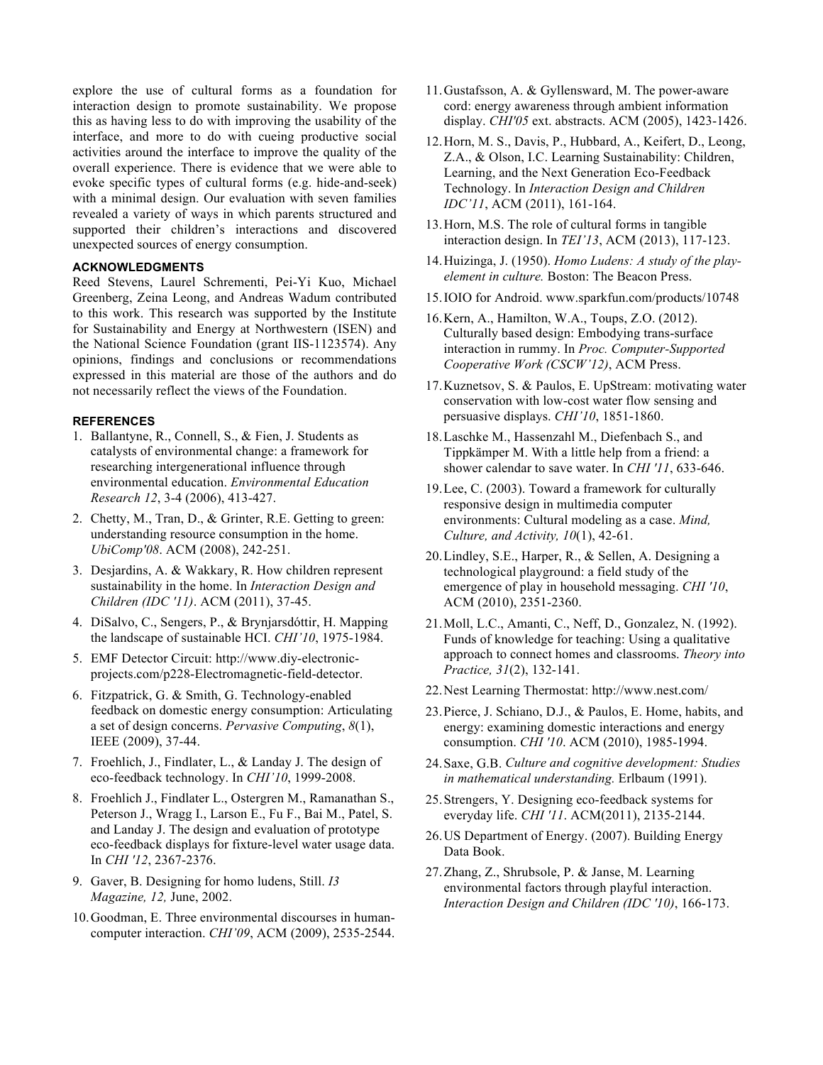explore the use of cultural forms as a foundation for interaction design to promote sustainability. We propose this as having less to do with improving the usability of the interface, and more to do with cueing productive social activities around the interface to improve the quality of the overall experience. There is evidence that we were able to evoke specific types of cultural forms (e.g. hide-and-seek) with a minimal design. Our evaluation with seven families revealed a variety of ways in which parents structured and supported their children's interactions and discovered unexpected sources of energy consumption.

### ACKNOWLEDGMENTS

Reed Stevens, Laurel Schrementi, Pei-Yi Kuo, Michael Greenberg, Zeina Leong, and Andreas Wadum contributed to this work. This research was supported by the Institute for Sustainability and Energy at Northwestern (ISEN) and the National Science Foundation (grant IIS-1123574). Any opinions, findings and conclusions or recommendations expressed in this material are those of the authors and do not necessarily reflect the views of the Foundation.

### REFERENCES

1. Ballantyne, R., Connell, S., & Fien, J. Students as catalysts of environmental change: a framework for researching intergenerational influence through environmental education. *Environmental Education Research 12*, 3-4 (2006), 413-427.
2. Chetty, M., Tran, D., & Grinter, R.E. Getting to green: understanding resource consumption in the home. *UbiComp'08*. ACM (2008), 242-251.
3. Desjardins, A. & Wakkary, R. How children represent sustainability in the home. In *Interaction Design and Children (IDC '11)*. ACM (2011), 37-45.
4. DiSalvo, C., Sengers, P., & Brynjarsdóttir, H. Mapping the landscape of sustainable HCI. *CHI'10*, 1975-1984.
5. EMF Detector Circuit: http://www.diy-electronic-projects.com/p228-Electromagnetic-field-detector.
6. Fitzpatrick, G. & Smith, G. Technology-enabled feedback on domestic energy consumption: Articulating a set of design concerns. *Pervasive Computing*, *8*(1), IEEE (2009), 37-44.
7. Froehlich, J., Findlater, L., & Landay J. The design of eco-feedback technology. In *CHI'10*, 1999-2008.
8. Froehlich J., Findlater L., Ostergren M., Ramanathan S., Peterson J., Wragg I., Larson E., Fu F., Bai M., Patel, S. and Landay J. The design and evaluation of prototype eco-feedback displays for fixture-level water usage data. In *CHI '12*, 2367-2376.
9. Gaver, B. Designing for homo ludens, Still. *I3 Magazine, 12,* June, 2002.
10. Goodman, E. Three environmental discourses in human-computer interaction. *CHI'09*, ACM (2009), 2535-2544.
11. Gustafsson, A. & Gyllensward, M. The power-aware cord: energy awareness through ambient information display. *CHI'05* ext. abstracts. ACM (2005), 1423-1426.
12. Horn, M. S., Davis, P., Hubbard, A., Keifert, D., Leong, Z.A., & Olson, I.C. Learning Sustainability: Children, Learning, and the Next Generation Eco-Feedback Technology. In *Interaction Design and Children IDC'11*, ACM (2011), 161-164.
13. Horn, M.S. The role of cultural forms in tangible interaction design. In *TEI'13*, ACM (2013), 117-123.
14. Huizinga, J. (1950). *Homo Ludens: A study of the play-element in culture.* Boston: The Beacon Press.
15. IOIO for Android. www.sparkfun.com/products/10748
16. Kern, A., Hamilton, W.A., Toups, Z.O. (2012). Culturally based design: Embodying trans-surface interaction in rummy. In *Proc. Computer-Supported Cooperative Work (CSCW'12)*, ACM Press.
17. Kuznetsov, S. & Paulos, E. UpStream: motivating water conservation with low-cost water flow sensing and persuasive displays. *CHI'10*, 1851-1860.
18. Laschke M., Hassenzahl M., Diefenbach S., and Tippkämper M. With a little help from a friend: a shower calendar to save water. In *CHI '11*, 633-646.
19. Lee, C. (2003). Toward a framework for culturally responsive design in multimedia computer environments: Cultural modeling as a case. *Mind, Culture, and Activity, 10*(1), 42-61.
20. Lindley, S.E., Harper, R., & Sellen, A. Designing a technological playground: a field study of the emergence of play in household messaging. *CHI '10*, ACM (2010), 2351-2360.
21. Moll, L.C., Amanti, C., Neff, D., Gonzalez, N. (1992). Funds of knowledge for teaching: Using a qualitative approach to connect homes and classrooms. *Theory into Practice, 31*(2), 132-141.
22. Nest Learning Thermostat: http://www.nest.com/
23. Pierce, J. Schiano, D.J., & Paulos, E. Home, habits, and energy: examining domestic interactions and energy consumption. *CHI '10*. ACM (2010), 1985-1994.
24. Saxe, G.B. *Culture and cognitive development: Studies in mathematical understanding.* Erlbaum (1991).
25. Strengers, Y. Designing eco-feedback systems for everyday life. *CHI '11*. ACM(2011), 2135-2144.
26. US Department of Energy. (2007). Building Energy Data Book.
27. Zhang, Z., Shrubsole, P. & Janse, M. Learning environmental factors through playful interaction. *Interaction Design and Children (IDC '10)*, 166-173.